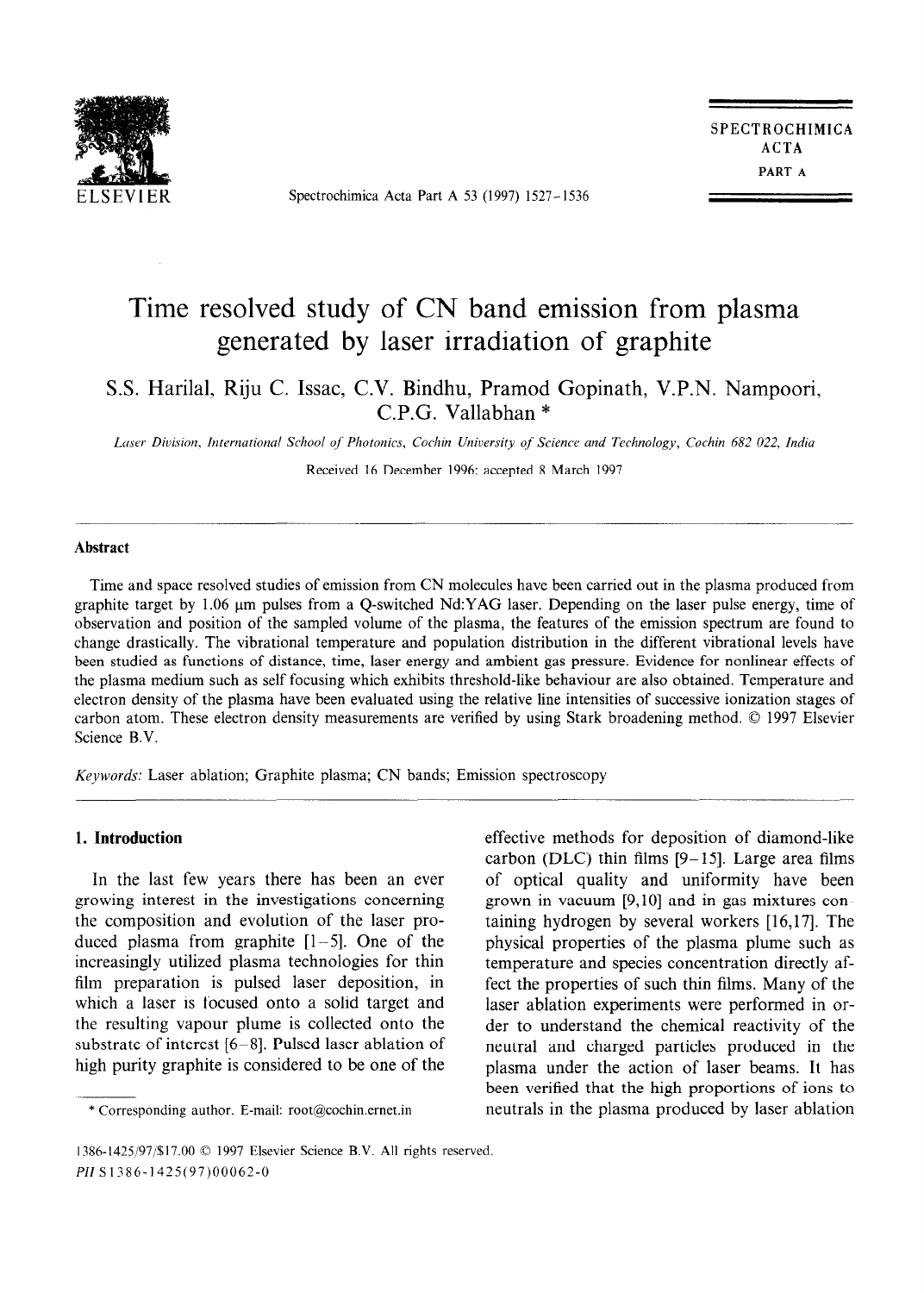# Time resolved study of CN band emission from plasma generated by laser irradiation of graphite

S.S. Harilal, Riju C. Issac, C.V. Bindhu, Pramod Gopinath, V.P.N. Nampoori, C.P.G. Vallabhan *

*Laser Division, International School of Photonics, Cochin University of Science and Technology, Cochin 682 022, India*

Received 16 December 1996; accepted 8 March 1997

## Abstract

Time and space resolved studies of emission from CN molecules have been carried out in the plasma produced from graphite target by 1.06 μm pulses from a Q-switched Nd:YAG laser. Depending on the laser pulse energy, time of observation and position of the sampled volume of the plasma, the features of the emission spectrum are found to change drastically. The vibrational temperature and population distribution in the different vibrational levels have been studied as functions of distance, time, laser energy and ambient gas pressure. Evidence for nonlinear effects of the plasma medium such as self focusing which exhibits threshold-like behaviour are also obtained. Temperature and electron density of the plasma have been evaluated using the relative line intensities of successive ionization stages of carbon atom. These electron density measurements are verified by using Stark broadening method. © 1997 Elsevier Science B.V.

*Keywords:* Laser ablation; Graphite plasma; CN bands; Emission spectroscopy

## 1. Introduction

In the last few years there has been an ever growing interest in the investigations concerning the composition and evolution of the laser produced plasma from graphite [1–5]. One of the increasingly utilized plasma technologies for thin film preparation is pulsed laser deposition, in which a laser is focused onto a solid target and the resulting vapour plume is collected onto the substrate of interest [6–8]. Pulsed laser ablation of high purity graphite is considered to be one of the effective methods for deposition of diamond-like carbon (DLC) thin films [9–15]. Large area films of optical quality and uniformity have been grown in vacuum [9,10] and in gas mixtures containing hydrogen by several workers [16,17]. The physical properties of the plasma plume such as temperature and species concentration directly affect the properties of such thin films. Many of the laser ablation experiments were performed in order to understand the chemical reactivity of the neutral and charged particles produced in the plasma under the action of laser beams. It has been verified that the high proportions of ions to neutrals in the plasma produced by laser ablation

\* Corresponding author. E-mail: root@cochin.ernet.in

1386-1425/97/$17.00 © 1997 Elsevier Science B.V. All rights reserved.
*PII* S1386-1425(97)00062-0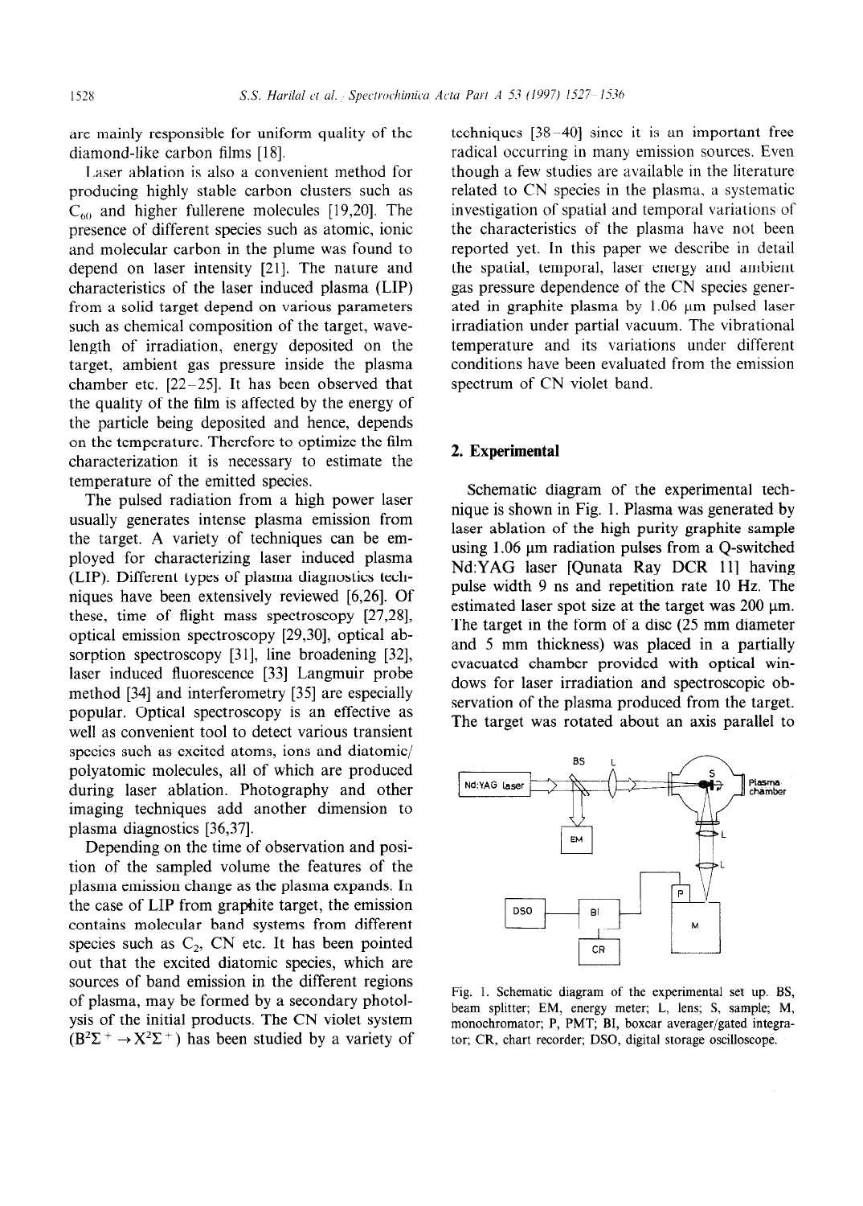are mainly responsible for uniform quality of the diamond-like carbon films [18].

Laser ablation is also a convenient method for producing highly stable carbon clusters such as $C_{60}$ and higher fullerene molecules [19,20]. The presence of different species such as atomic, ionic and molecular carbon in the plume was found to depend on laser intensity [21]. The nature and characteristics of the laser induced plasma (LIP) from a solid target depend on various parameters such as chemical composition of the target, wavelength of irradiation, energy deposited on the target, ambient gas pressure inside the plasma chamber etc. [22–25]. It has been observed that the quality of the film is affected by the energy of the particle being deposited and hence, depends on the temperature. Therefore to optimize the film characterization it is necessary to estimate the temperature of the emitted species.

The pulsed radiation from a high power laser usually generates intense plasma emission from the target. A variety of techniques can be employed for characterizing laser induced plasma (LIP). Different types of plasma diagnostics techniques have been extensively reviewed [6,26]. Of these, time of flight mass spectroscopy [27,28], optical emission spectroscopy [29,30], optical absorption spectroscopy [31], line broadening [32], laser induced fluorescence [33] Langmuir probe method [34] and interferometry [35] are especially popular. Optical spectroscopy is an effective as well as convenient tool to detect various transient species such as excited atoms, ions and diatomic/polyatomic molecules, all of which are produced during laser ablation. Photography and other imaging techniques add another dimension to plasma diagnostics [36,37].

Depending on the time of observation and position of the sampled volume the features of the plasma emission change as the plasma expands. In the case of LIP from graphite target, the emission contains molecular band systems from different species such as $C_2$, CN etc. It has been pointed out that the excited diatomic species, which are sources of band emission in the different regions of plasma, may be formed by a secondary photolysis of the initial products. The CN violet system ($B^2\Sigma^+ \rightarrow X^2\Sigma^+$) has been studied by a variety of techniques [38–40] since it is an important free radical occurring in many emission sources. Even though a few studies are available in the literature related to CN species in the plasma, a systematic investigation of spatial and temporal variations of the characteristics of the plasma have not been reported yet. In this paper we describe in detail the spatial, temporal, laser energy and ambient gas pressure dependence of the CN species generated in graphite plasma by 1.06 μm pulsed laser irradiation under partial vacuum. The vibrational temperature and its variations under different conditions have been evaluated from the emission spectrum of CN violet band.

## 2. Experimental

Schematic diagram of the experimental technique is shown in Fig. 1. Plasma was generated by laser ablation of the high purity graphite sample using 1.06 μm radiation pulses from a Q-switched Nd:YAG laser [Qunata Ray DCR 11] having pulse width 9 ns and repetition rate 10 Hz. The estimated laser spot size at the target was 200 μm. The target in the form of a disc (25 mm diameter and 5 mm thickness) was placed in a partially evacuated chamber provided with optical windows for laser irradiation and spectroscopic observation of the plasma produced from the target. The target was rotated about an axis parallel to

Fig. 1. Schematic diagram of the experimental set up. BS, beam splitter; EM, energy meter; L, lens; S, sample; M, monochromator; P, PMT; BI, boxcar averager/gated integrator; CR, chart recorder; DSO, digital storage oscilloscope.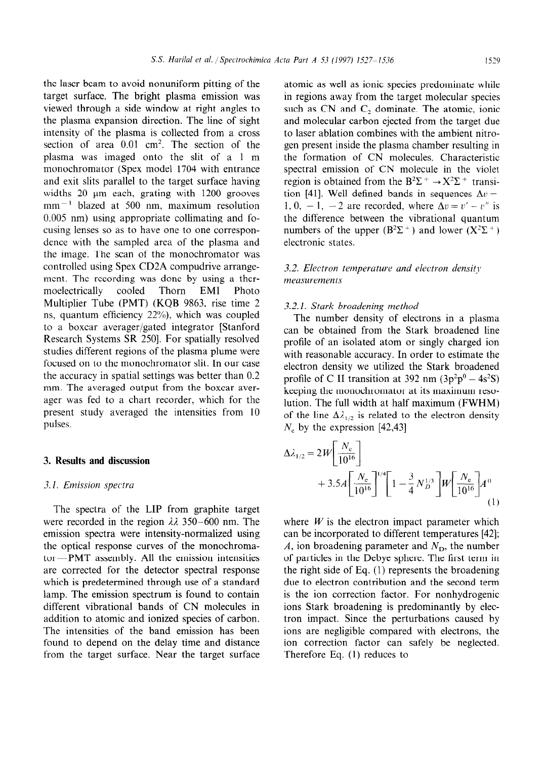the laser beam to avoid nonuniform pitting of the target surface. The bright plasma emission was viewed through a side window at right angles to the plasma expansion direction. The line of sight intensity of the plasma is collected from a cross section of area 0.01 $cm^2$. The section of the plasma was imaged onto the slit of a 1 m monochromator (Spex model 1704 with entrance and exit slits parallel to the target surface having widths 20 μm each, grating with 1200 grooves $mm^{-1}$ blazed at 500 nm, maximum resolution 0.005 nm) using appropriate collimating and focusing lenses so as to have one to one correspondence with the sampled area of the plasma and the image. The scan of the monochromator was controlled using Spex CD2A compudrive arrangement. The recording was done by using a thermoelectrically cooled Thorn EMI Photo Multiplier Tube (PMT) (KQB 9863, rise time 2 ns, quantum efficiency 22%), which was coupled to a boxcar averager/gated integrator [Stanford Research Systems SR 250]. For spatially resolved studies different regions of the plasma plume were focused on to the monochromator slit. In our case the accuracy in spatial settings was better than 0.2 mm. The averaged output from the boxcar averager was fed to a chart recorder, which for the present study averaged the intensities from 10 pulses.

## 3. Results and discussion

### 3.1. Emission spectra

The spectra of the LIP from graphite target were recorded in the region λλ 350–600 nm. The emission spectra were intensity-normalized using the optical response curves of the monochromator—PMT assembly. All the emission intensities are corrected for the detector spectral response which is predetermined through use of a standard lamp. The emission spectrum is found to contain different vibrational bands of CN molecules in addition to atomic and ionized species of carbon. The intensities of the band emission has been found to depend on the delay time and distance from the target surface. Near the target surface atomic as well as ionic species predominate while in regions away from the target molecular species such as CN and $C_2$ dominate. The atomic, ionic and molecular carbon ejected from the target due to laser ablation combines with the ambient nitrogen present inside the plasma chamber resulting in the formation of CN molecules. Characteristic spectral emission of CN molecule in the violet region is obtained from the $B^2\Sigma^+ \rightarrow X^2\Sigma^+$ transition [41]. Well defined bands in sequences $\Delta v =$ 1, 0, −1, −2 are recorded, where $\Delta v = v' - v''$ is the difference between the vibrational quantum numbers of the upper ($B^2\Sigma^+$) and lower ($X^2\Sigma^+$) electronic states.

### 3.2. Electron temperature and electron density measurements

#### 3.2.1. Stark broadening method

The number density of electrons in a plasma can be obtained from the Stark broadened line profile of an isolated atom or singly charged ion with reasonable accuracy. In order to estimate the electron density we utilized the Stark broadened profile of C II transition at 392 nm ($3p^2p^0 - 4s^2S$) keeping the monochromator at its maximum resolution. The full width at half maximum (FWHM) of the line $\Delta\lambda_{1/2}$ is related to the electron density $N_e$ by the expression [42,43]

$$\Delta\lambda_{1/2} = 2W\left[\frac{N_e}{10^{16}}\right] + 3.5A\left[\frac{N_e}{10^{16}}\right]^{1/4}\left[1 - \frac{3}{4}N_D^{1/3}\right]W\left[\frac{N_e}{10^{16}}\right]A^0 \quad (1)$$

where $W$ is the electron impact parameter which can be incorporated to different temperatures [42]; $A$, ion broadening parameter and $N_D$, the number of particles in the Debye sphere. The first term in the right side of Eq. (1) represents the broadening due to electron contribution and the second term is the ion correction factor. For nonhydrogenic ions Stark broadening is predominantly by electron impact. Since the perturbations caused by ions are negligible compared with electrons, the ion correction factor can safely be neglected. Therefore Eq. (1) reduces to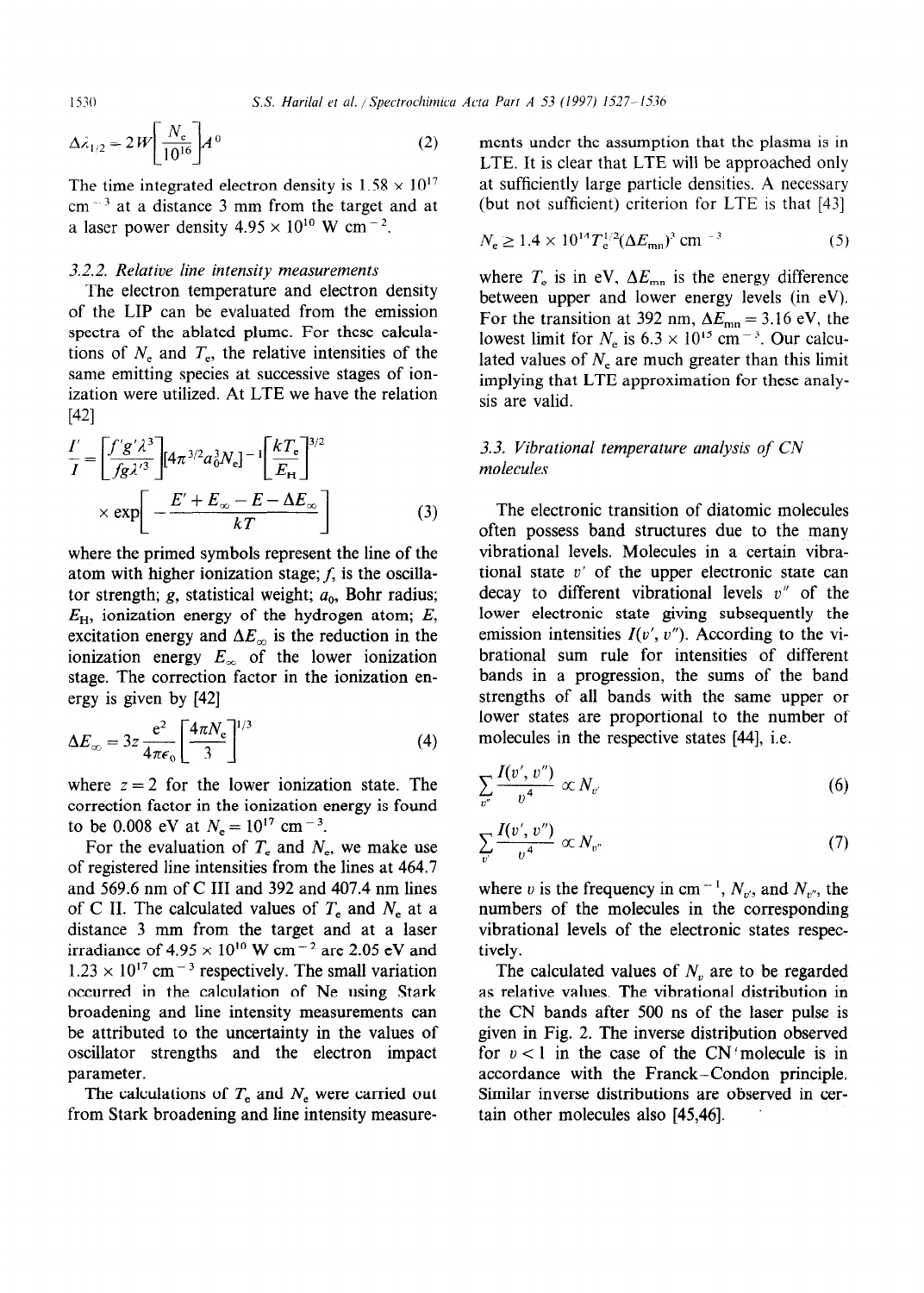$$\Delta\lambda_{1/2} = 2W\left[\frac{N_e}{10^{16}}\right]A^0 \quad (2)$$

The time integrated electron density is $1.58 \times 10^{17}$ $cm^{-3}$ at a distance 3 mm from the target and at a laser power density $4.95 \times 10^{10}$ W $cm^{-2}$.

#### 3.2.2. Relative line intensity measurements

The electron temperature and electron density of the LIP can be evaluated from the emission spectra of the ablated plume. For these calculations of $N_e$ and $T_e$, the relative intensities of the same emitting species at successive stages of ionization were utilized. At LTE we have the relation [42]

$$\frac{I'}{I} = \left[\frac{f'g'\lambda^3}{fg\lambda'^3}\right][4\pi^{3/2}a_0^3N_e]^{-1}\left[\frac{kT_e}{E_H}\right]^{3/2} \times \exp\left[-\frac{E' + E_\infty - E - \Delta E_\infty}{kT}\right] \quad (3)$$

where the primed symbols represent the line of the atom with higher ionization stage; $f$, is the oscillator strength; $g$, statistical weight; $a_0$, Bohr radius; $E_H$, ionization energy of the hydrogen atom; $E$, excitation energy and $\Delta E_\infty$ is the reduction in the ionization energy $E_\infty$ of the lower ionization stage. The correction factor in the ionization energy is given by [42]

$$\Delta E_\infty = 3z\frac{e^2}{4\pi\epsilon_0}\left[\frac{4\pi N_e}{3}\right]^{1/3} \quad (4)$$

where $z = 2$ for the lower ionization state. The correction factor in the ionization energy is found to be 0.008 eV at $N_e = 10^{17}$ $cm^{-3}$.

For the evaluation of $T_e$ and $N_e$, we make use of registered line intensities from the lines at 464.7 and 569.6 nm of C III and 392 and 407.4 nm lines of C II. The calculated values of $T_e$ and $N_e$ at a distance 3 mm from the target and at a laser irradiance of $4.95 \times 10^{10}$ W $cm^{-2}$ are 2.05 eV and $1.23 \times 10^{17}$ $cm^{-3}$ respectively. The small variation occurred in the calculation of Ne using Stark broadening and line intensity measurements can be attributed to the uncertainty in the values of oscillator strengths and the electron impact parameter.

The calculations of $T_e$ and $N_e$ were carried out from Stark broadening and line intensity measurements under the assumption that the plasma is in LTE. It is clear that LTE will be approached only at sufficiently large particle densities. A necessary (but not sufficient) criterion for LTE is that [43]

$$N_e \geq 1.4 \times 10^{14} T_e^{1/2} (\Delta E_{mn})^3 \text{ cm}^{-3} \quad (5)$$

where $T_e$ is in eV, $\Delta E_{mn}$ is the energy difference between upper and lower energy levels (in eV). For the transition at 392 nm, $\Delta E_{mn} = 3.16$ eV, the lowest limit for $N_e$ is $6.3 \times 10^{15}$ $cm^{-3}$. Our calculated values of $N_e$ are much greater than this limit implying that LTE approximation for these analysis are valid.

### 3.3. Vibrational temperature analysis of CN molecules

The electronic transition of diatomic molecules often possess band structures due to the many vibrational levels. Molecules in a certain vibrational state $v'$ of the upper electronic state can decay to different vibrational levels $v''$ of the lower electronic state giving subsequently the emission intensities $I(v', v'')$. According to the vibrational sum rule for intensities of different bands in a progression, the sums of the band strengths of all bands with the same upper or lower states are proportional to the number of molecules in the respective states [44], i.e.

$$\sum_{v''} \frac{I(v', v'')}{v^4} \propto N_{v'} \quad (6)$$

$$\sum_{v'} \frac{I(v', v'')}{v^4} \propto N_{v''} \quad (7)$$

where $v$ is the frequency in $cm^{-1}$, $N_{v'}$, and $N_{v''}$, the numbers of the molecules in the corresponding vibrational levels of the electronic states respectively.

The calculated values of $N_v$ are to be regarded as relative values. The vibrational distribution in the CN bands after 500 ns of the laser pulse is given in Fig. 2. The inverse distribution observed for $v < 1$ in the case of the CN molecule is in accordance with the Franck–Condon principle. Similar inverse distributions are observed in certain other molecules also [45,46].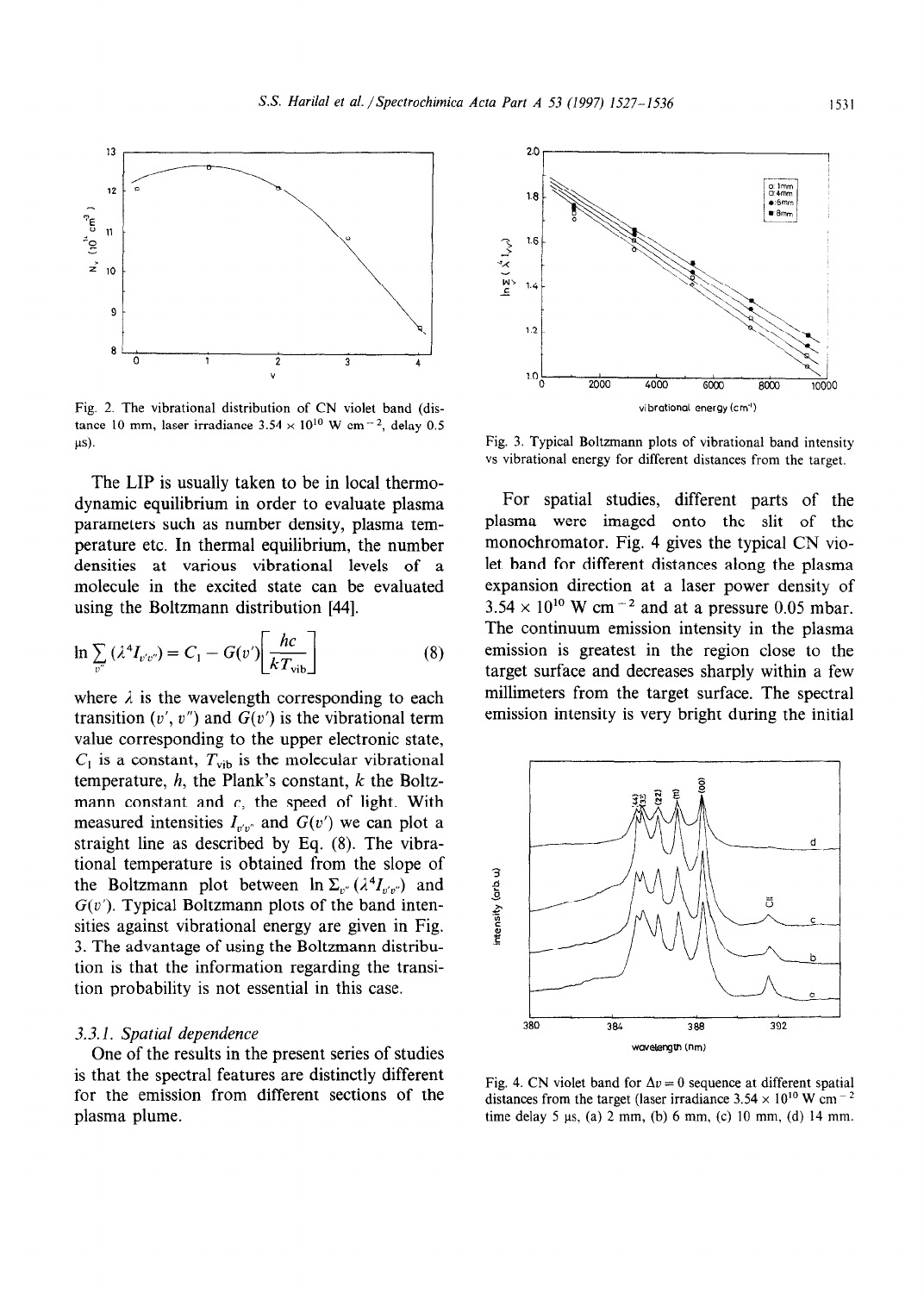Fig. 2. The vibrational distribution of CN violet band (distance 10 mm, laser irradiance $3.54 \times 10^{10}$ W cm$^{-2}$, delay 0.5 μs).

The LIP is usually taken to be in local thermodynamic equilibrium in order to evaluate plasma parameters such as number density, plasma temperature etc. In thermal equilibrium, the number densities at various vibrational levels of a molecule in the excited state can be evaluated using the Boltzmann distribution [44].

$$\ln \sum_{v''} (\lambda^4 I_{v'v''}) = C_1 - G(v')\left[\frac{hc}{kT_{\text{vib}}}\right] \quad (8)$$

where $\lambda$ is the wavelength corresponding to each transition ($v'$, $v''$) and $G(v')$ is the vibrational term value corresponding to the upper electronic state, $C_1$ is a constant, $T_{\text{vib}}$ is the molecular vibrational temperature, $h$, the Plank's constant, $k$ the Boltzmann constant and $c$, the speed of light. With measured intensities $I_{v'v''}$ and $G(v')$ we can plot a straight line as described by Eq. (8). The vibrational temperature is obtained from the slope of the Boltzmann plot between $\ln \Sigma_{v''} (\lambda^4 I_{v'v''})$ and $G(v')$. Typical Boltzmann plots of the band intensities against vibrational energy are given in Fig. 3. The advantage of using the Boltzmann distribution is that the information regarding the transition probability is not essential in this case.

### 3.3.1. Spatial dependence

One of the results in the present series of studies is that the spectral features are distinctly different for the emission from different sections of the plasma plume.

Fig. 3. Typical Boltzmann plots of vibrational band intensity vs vibrational energy for different distances from the target.

For spatial studies, different parts of the plasma were imaged onto the slit of the monochromator. Fig. 4 gives the typical CN violet band for different distances along the plasma expansion direction at a laser power density of $3.54 \times 10^{10}$ W cm$^{-2}$ and at a pressure 0.05 mbar. The continuum emission intensity in the plasma emission is greatest in the region close to the target surface and decreases sharply within a few millimeters from the target surface. The spectral emission intensity is very bright during the initial

Fig. 4. CN violet band for $\Delta v = 0$ sequence at different spatial distances from the target (laser irradiance $3.54 \times 10^{10}$ W cm$^{-2}$ time delay 5 μs, (a) 2 mm, (b) 6 mm, (c) 10 mm, (d) 14 mm.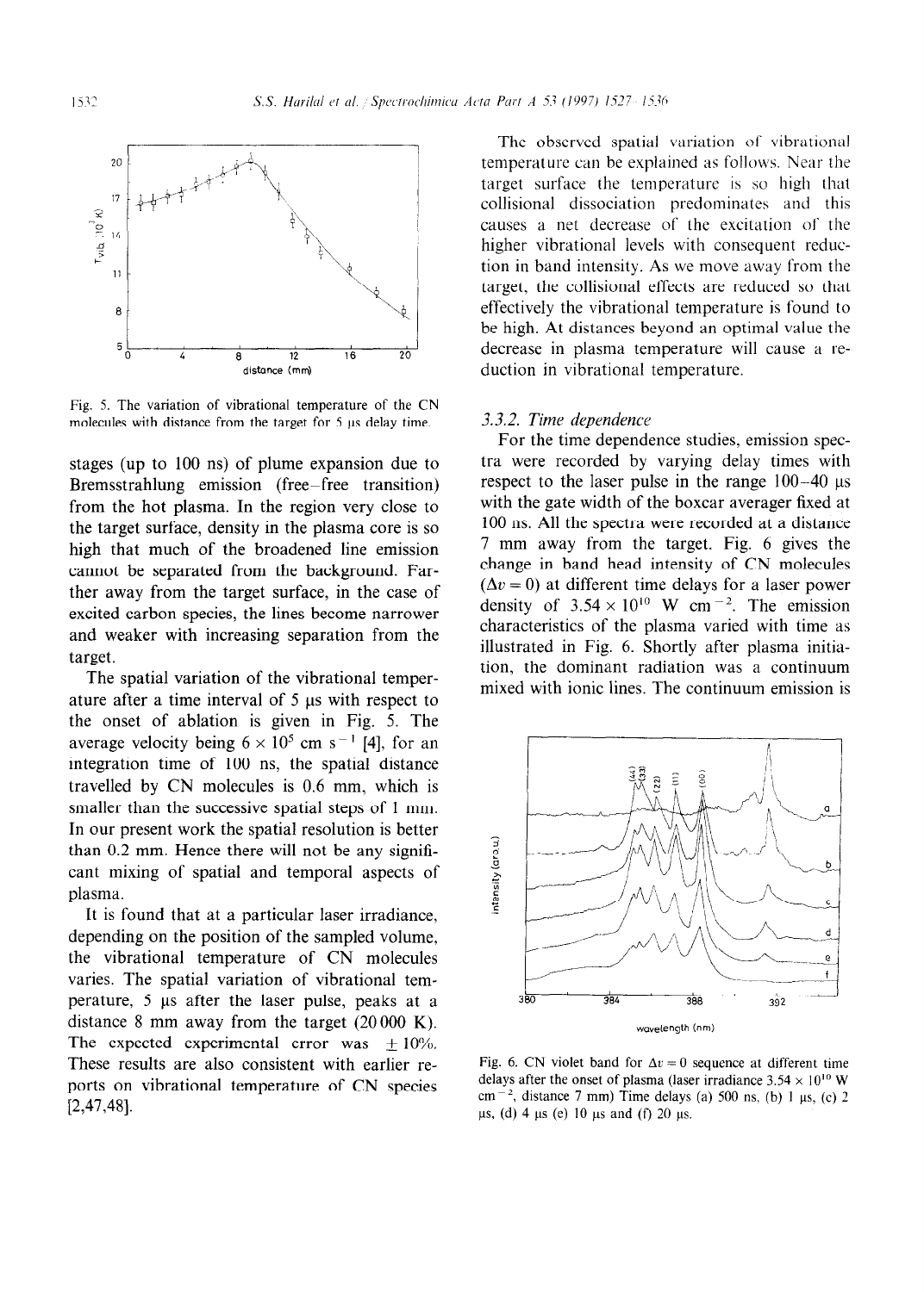Fig. 5. The variation of vibrational temperature of the CN molecules with distance from the target for 5 μs delay time.

stages (up to 100 ns) of plume expansion due to Bremsstrahlung emission (free–free transition) from the hot plasma. In the region very close to the target surface, density in the plasma core is so high that much of the broadened line emission cannot be separated from the background. Farther away from the target surface, in the case of excited carbon species, the lines become narrower and weaker with increasing separation from the target.

The spatial variation of the vibrational temperature after a time interval of 5 μs with respect to the onset of ablation is given in Fig. 5. The average velocity being $6 \times 10^5$ cm s$^{-1}$ [4], for an integration time of 100 ns, the spatial distance travelled by CN molecules is 0.6 mm, which is smaller than the successive spatial steps of 1 mm. In our present work the spatial resolution is better than 0.2 mm. Hence there will not be any significant mixing of spatial and temporal aspects of plasma.

It is found that at a particular laser irradiance, depending on the position of the sampled volume, the vibrational temperature of CN molecules varies. The spatial variation of vibrational temperature, 5 μs after the laser pulse, peaks at a distance 8 mm away from the target (20 000 K). The expected experimental error was ± 10%. These results are also consistent with earlier reports on vibrational temperature of CN species [2,47,48].

The observed spatial variation of vibrational temperature can be explained as follows. Near the target surface the temperature is so high that collisional dissociation predominates and this causes a net decrease of the excitation of the higher vibrational levels with consequent reduction in band intensity. As we move away from the target, the collisional effects are reduced so that effectively the vibrational temperature is found to be high. At distances beyond an optimal value the decrease in plasma temperature will cause a reduction in vibrational temperature.

### 3.3.2. *Time dependence*

For the time dependence studies, emission spectra were recorded by varying delay times with respect to the laser pulse in the range 100–40 μs with the gate width of the boxcar averager fixed at 100 ns. All the spectra were recorded at a distance 7 mm away from the target. Fig. 6 gives the change in band head intensity of CN molecules ($\Delta v = 0$) at different time delays for a laser power density of $3.54 \times 10^{10}$ W cm$^{-2}$. The emission characteristics of the plasma varied with time as illustrated in Fig. 6. Shortly after plasma initiation, the dominant radiation was a continuum mixed with ionic lines. The continuum emission is

Fig. 6. CN violet band for $\Delta v = 0$ sequence at different time delays after the onset of plasma (laser irradiance $3.54 \times 10^{10}$ W cm$^{-2}$, distance 7 mm) Time delays (a) 500 ns, (b) 1 μs, (c) 2 μs, (d) 4 μs (e) 10 μs and (f) 20 μs.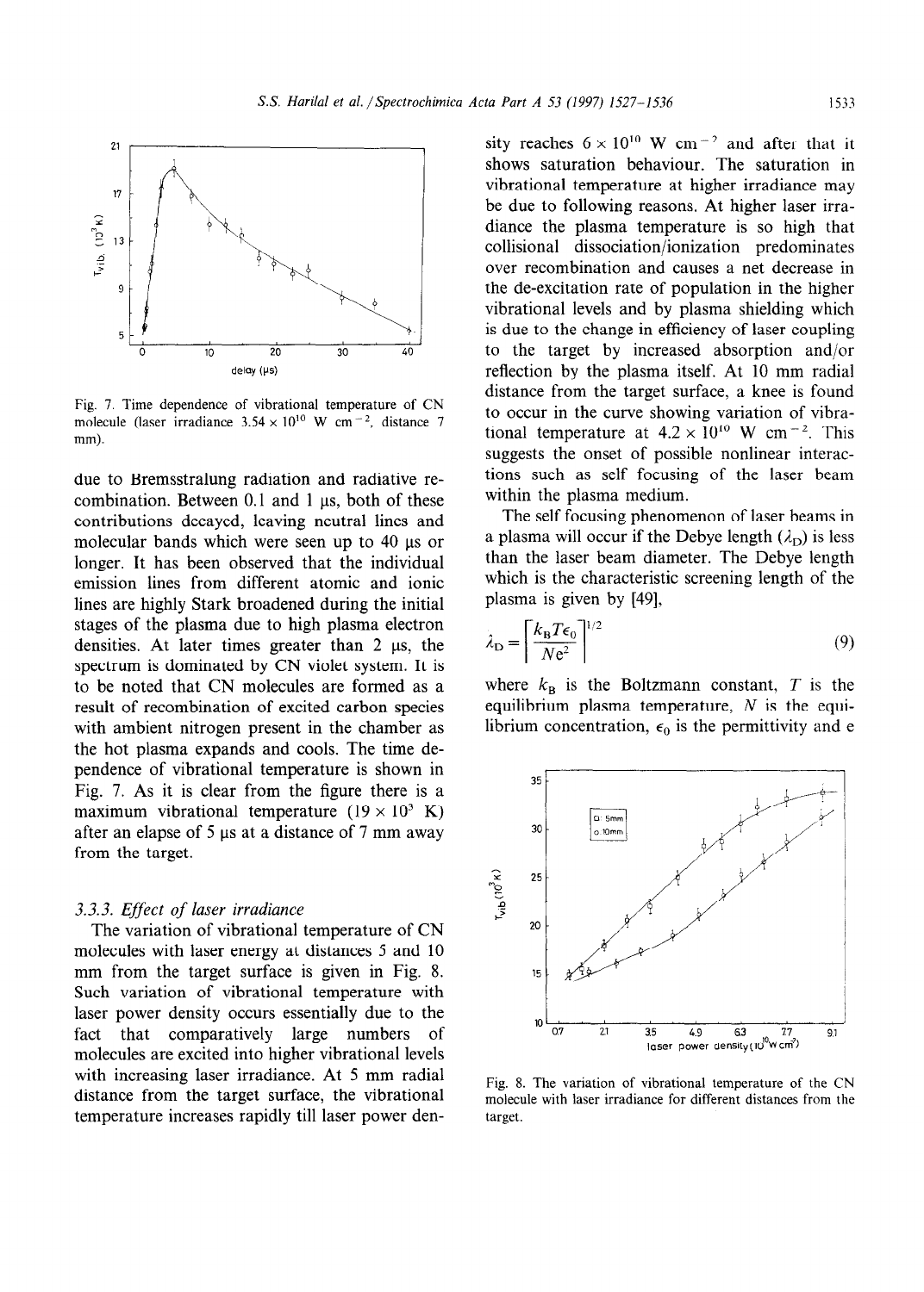Fig. 7. Time dependence of vibrational temperature of CN molecule (laser irradiance $3.54 \times 10^{10}$ W cm$^{-2}$, distance 7 mm).

due to Bremsstralung radiation and radiative recombination. Between 0.1 and 1 μs, both of these contributions decayed, leaving neutral lines and molecular bands which were seen up to 40 μs or longer. It has been observed that the individual emission lines from different atomic and ionic lines are highly Stark broadened during the initial stages of the plasma due to high plasma electron densities. At later times greater than 2 μs, the spectrum is dominated by CN violet system. It is to be noted that CN molecules are formed as a result of recombination of excited carbon species with ambient nitrogen present in the chamber as the hot plasma expands and cools. The time dependence of vibrational temperature is shown in Fig. 7. As it is clear from the figure there is a maximum vibrational temperature ($19 \times 10^3$ K) after an elapse of 5 μs at a distance of 7 mm away from the target.

### 3.3.3. *Effect of laser irradiance*

The variation of vibrational temperature of CN molecules with laser energy at distances 5 and 10 mm from the target surface is given in Fig. 8. Such variation of vibrational temperature with laser power density occurs essentially due to the fact that comparatively large numbers of molecules are excited into higher vibrational levels with increasing laser irradiance. At 5 mm radial distance from the target surface, the vibrational temperature increases rapidly till laser power density reaches $6 \times 10^{10}$ W cm$^{-2}$ and after that it shows saturation behaviour. The saturation in vibrational temperature at higher irradiance may be due to following reasons. At higher laser irradiance the plasma temperature is so high that collisional dissociation/ionization predominates over recombination and causes a net decrease in the de-excitation rate of population in the higher vibrational levels and by plasma shielding which is due to the change in efficiency of laser coupling to the target by increased absorption and/or reflection by the plasma itself. At 10 mm radial distance from the target surface, a knee is found to occur in the curve showing variation of vibrational temperature at $4.2 \times 10^{10}$ W cm$^{-2}$. This suggests the onset of possible nonlinear interactions such as self focusing of the laser beam within the plasma medium.

The self focusing phenomenon of laser beams in a plasma will occur if the Debye length ($\lambda_D$) is less than the laser beam diameter. The Debye length which is the characteristic screening length of the plasma is given by [49],

$$\lambda_D = \left[\frac{k_B T \epsilon_0}{N e^2}\right]^{1/2} \tag{9}$$

where $k_B$ is the Boltzmann constant, $T$ is the equilibrium plasma temperature, $N$ is the equilibrium concentration, $\epsilon_0$ is the permittivity and e

Fig. 8. The variation of vibrational temperature of the CN molecule with laser irradiance for different distances from the target.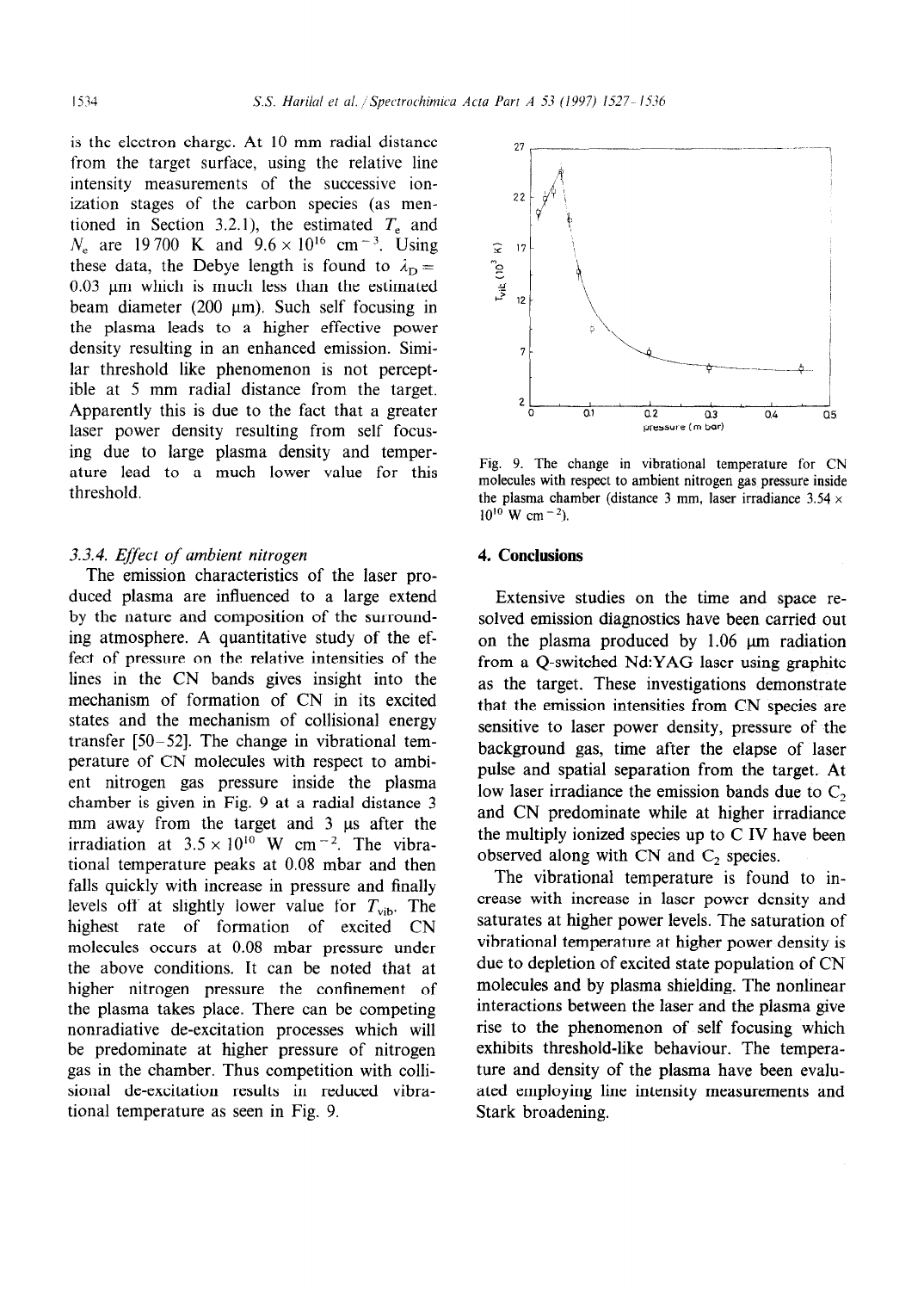is the electron charge. At 10 mm radial distance from the target surface, using the relative line intensity measurements of the successive ionization stages of the carbon species (as mentioned in Section 3.2.1), the estimated $T_e$ and $N_e$ are 19 700 K and $9.6 \times 10^{16}$ cm$^{-3}$. Using these data, the Debye length is found to $\lambda_D = 0.03$ μm which is much less than the estimated beam diameter (200 μm). Such self focusing in the plasma leads to a higher effective power density resulting in an enhanced emission. Similar threshold like phenomenon is not perceptible at 5 mm radial distance from the target. Apparently this is due to the fact that a greater laser power density resulting from self focusing due to large plasma density and temperature lead to a much lower value for this threshold.

### 3.3.4. *Effect of ambient nitrogen*

The emission characteristics of the laser produced plasma are influenced to a large extend by the nature and composition of the surrounding atmosphere. A quantitative study of the effect of pressure on the relative intensities of the lines in the CN bands gives insight into the mechanism of formation of CN in its excited states and the mechanism of collisional energy transfer [50–52]. The change in vibrational temperature of CN molecules with respect to ambient nitrogen gas pressure inside the plasma chamber is given in Fig. 9 at a radial distance 3 mm away from the target and 3 μs after the irradiation at $3.5 \times 10^{10}$ W cm$^{-2}$. The vibrational temperature peaks at 0.08 mbar and then falls quickly with increase in pressure and finally levels off at slightly lower value for $T_{vib}$. The highest rate of formation of excited CN molecules occurs at 0.08 mbar pressure under the above conditions. It can be noted that at higher nitrogen pressure the confinement of the plasma takes place. There can be competing nonradiative de-excitation processes which will be predominate at higher pressure of nitrogen gas in the chamber. Thus competition with collisional de-excitation results in reduced vibrational temperature as seen in Fig. 9.

Fig. 9. The change in vibrational temperature for CN molecules with respect to ambient nitrogen gas pressure inside the plasma chamber (distance 3 mm, laser irradiance $3.54 \times 10^{10}$ W cm$^{-2}$).

## 4. Conclusions

Extensive studies on the time and space resolved emission diagnostics have been carried out on the plasma produced by 1.06 μm radiation from a Q-switched Nd:YAG laser using graphite as the target. These investigations demonstrate that the emission intensities from CN species are sensitive to laser power density, pressure of the background gas, time after the elapse of laser pulse and spatial separation from the target. At low laser irradiance the emission bands due to $C_2$ and CN predominate while at higher irradiance the multiply ionized species up to C IV have been observed along with CN and $C_2$ species.

The vibrational temperature is found to increase with increase in laser power density and saturates at higher power levels. The saturation of vibrational temperature at higher power density is due to depletion of excited state population of CN molecules and by plasma shielding. The nonlinear interactions between the laser and the plasma give rise to the phenomenon of self focusing which exhibits threshold-like behaviour. The temperature and density of the plasma have been evaluated employing line intensity measurements and Stark broadening.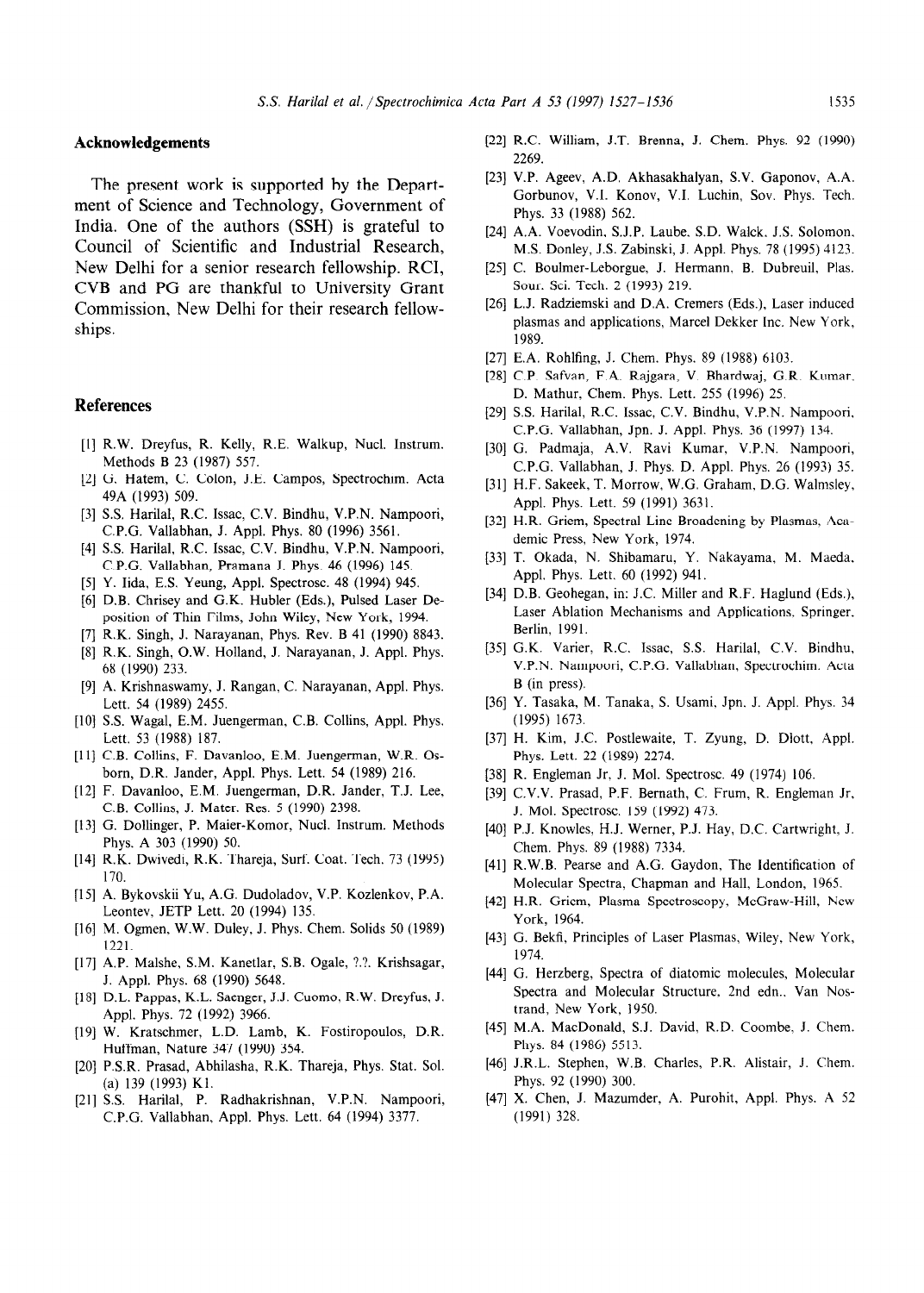## Acknowledgements

The present work is supported by the Department of Science and Technology, Government of India. One of the authors (SSH) is grateful to Council of Scientific and Industrial Research, New Delhi for a senior research fellowship. RCI, CVB and PG are thankful to University Grant Commission, New Delhi for their research fellowships.

## References

[1] R.W. Dreyfus, R. Kelly, R.E. Walkup, Nucl. Instrum. Methods B 23 (1987) 557.

[2] G. Hatem, C. Colon, J.E. Campos, Spectrochim. Acta 49A (1993) 509.

[3] S.S. Harilal, R.C. Issac, C.V. Bindhu, V.P.N. Nampoori, C.P.G. Vallabhan, J. Appl. Phys. 80 (1996) 3561.

[4] S.S. Harilal, R.C. Issac, C.V. Bindhu, V.P.N. Nampoori, C.P.G. Vallabhan, Pramana J. Phys. 46 (1996) 145.

[5] Y. Iida, E.S. Yeung, Appl. Spectrosc. 48 (1994) 945.

[6] D.B. Chrisey and G.K. Hubler (Eds.), Pulsed Laser Deposition of Thin Films, John Wiley, New York, 1994.

[7] R.K. Singh, J. Narayanan, Phys. Rev. B 41 (1990) 8843.

[8] R.K. Singh, O.W. Holland, J. Narayanan, J. Appl. Phys. 68 (1990) 233.

[9] A. Krishnaswamy, J. Rangan, C. Narayanan, Appl. Phys. Lett. 54 (1989) 2455.

[10] S.S. Wagal, E.M. Juengerman, C.B. Collins, Appl. Phys. Lett. 53 (1988) 187.

[11] C.B. Collins, F. Davanloo, E.M. Juengerman, W.R. Osborn, D.R. Jander, Appl. Phys. Lett. 54 (1989) 216.

[12] F. Davanloo, E.M. Juengerman, D.R. Jander, T.J. Lee, C.B. Collins, J. Mater. Res. 5 (1990) 2398.

[13] G. Dollinger, P. Maier-Komor, Nucl. Instrum. Methods Phys. A 303 (1990) 50.

[14] R.K. Dwivedi, R.K. Thareja, Surf. Coat. Tech. 73 (1995) 170.

[15] A. Bykovskii Yu, A.G. Dudoladov, V.P. Kozlenkov, P.A. Leontev, JETP Lett. 20 (1994) 135.

[16] M. Ogmen, W.W. Duley, J. Phys. Chem. Solids 50 (1989) 1221.

[17] A.P. Malshe, S.M. Kanetlar, S.B. Ogale, ?.?. Krishsagar, J. Appl. Phys. 68 (1990) 5648.

[18] D.L. Pappas, K.L. Saenger, J.J. Cuomo, R.W. Dreyfus, J. Appl. Phys. 72 (1992) 3966.

[19] W. Kratschmer, L.D. Lamb, K. Fostiropoulos, D.R. Huffman, Nature 347 (1990) 354.

[20] P.S.R. Prasad, Abhilasha, R.K. Thareja, Phys. Stat. Sol. (a) 139 (1993) K1.

[21] S.S. Harilal, P. Radhakrishnan, V.P.N. Nampoori, C.P.G. Vallabhan, Appl. Phys. Lett. 64 (1994) 3377.

[22] R.C. William, J.T. Brenna, J. Chem. Phys. 92 (1990) 2269.

[23] V.P. Ageev, A.D. Akhasakhalyan, S.V. Gaponov, A.A. Gorbunov, V.I. Konov, V.I. Luchin, Sov. Phys. Tech. Phys. 33 (1988) 562.

[24] A.A. Voevodin, S.J.P. Laube, S.D. Walck, J.S. Solomon, M.S. Donley, J.S. Zabinski, J. Appl. Phys. 78 (1995) 4123.

[25] C. Boulmer-Leborgue, J. Hermann, B. Dubreuil, Plas. Sour. Sci. Tech. 2 (1993) 219.

[26] L.J. Radziemski and D.A. Cremers (Eds.), Laser induced plasmas and applications, Marcel Dekker Inc. New York, 1989.

[27] E.A. Rohlfing, J. Chem. Phys. 89 (1988) 6103.

[28] C.P. Safvan, F.A. Rajgara, V. Bhardwaj, G.R. Kumar, D. Mathur, Chem. Phys. Lett. 255 (1996) 25.

[29] S.S. Harilal, R.C. Issac, C.V. Bindhu, V.P.N. Nampoori, C.P.G. Vallabhan, Jpn. J. Appl. Phys. 36 (1997) 134.

[30] G. Padmaja, A.V. Ravi Kumar, V.P.N. Nampoori, C.P.G. Vallabhan, J. Phys. D. Appl. Phys. 26 (1993) 35.

[31] H.F. Sakeek, T. Morrow, W.G. Graham, D.G. Walmsley, Appl. Phys. Lett. 59 (1991) 3631.

[32] H.R. Griem, Spectral Line Broadening by Plasmas, Academic Press, New York, 1974.

[33] T. Okada, N. Shibamaru, Y. Nakayama, M. Maeda, Appl. Phys. Lett. 60 (1992) 941.

[34] D.B. Geohegan, in: J.C. Miller and R.F. Haglund (Eds.), Laser Ablation Mechanisms and Applications, Springer, Berlin, 1991.

[35] G.K. Varier, R.C. Issac, S.S. Harilal, C.V. Bindhu, V.P.N. Nampoori, C.P.G. Vallabhan, Spectrochim. Acta B (in press).

[36] Y. Tasaka, M. Tanaka, S. Usami, Jpn. J. Appl. Phys. 34 (1995) 1673.

[37] H. Kim, J.C. Postlewaite, T. Zyung, D. Dlott, Appl. Phys. Lett. 22 (1989) 2274.

[38] R. Engleman Jr, J. Mol. Spectrosc. 49 (1974) 106.

[39] C.V.V. Prasad, P.F. Bernath, C. Frum, R. Engleman Jr, J. Mol. Spectrosc. 159 (1992) 473.

[40] P.J. Knowles, H.J. Werner, P.J. Hay, D.C. Cartwright, J. Chem. Phys. 89 (1988) 7334.

[41] R.W.B. Pearse and A.G. Gaydon, The Identification of Molecular Spectra, Chapman and Hall, London, 1965.

[42] H.R. Griem, Plasma Spectroscopy, McGraw-Hill, New York, 1964.

[43] G. Bekfi, Principles of Laser Plasmas, Wiley, New York, 1974.

[44] G. Herzberg, Spectra of diatomic molecules, Molecular Spectra and Molecular Structure, 2nd edn., Van Nostrand, New York, 1950.

[45] M.A. MacDonald, S.J. David, R.D. Coombe, J. Chem. Phys. 84 (1986) 5513.

[46] J.R.L. Stephen, W.B. Charles, P.R. Alistair, J. Chem. Phys. 92 (1990) 300.

[47] X. Chen, J. Mazumder, A. Purohit, Appl. Phys. A 52 (1991) 328.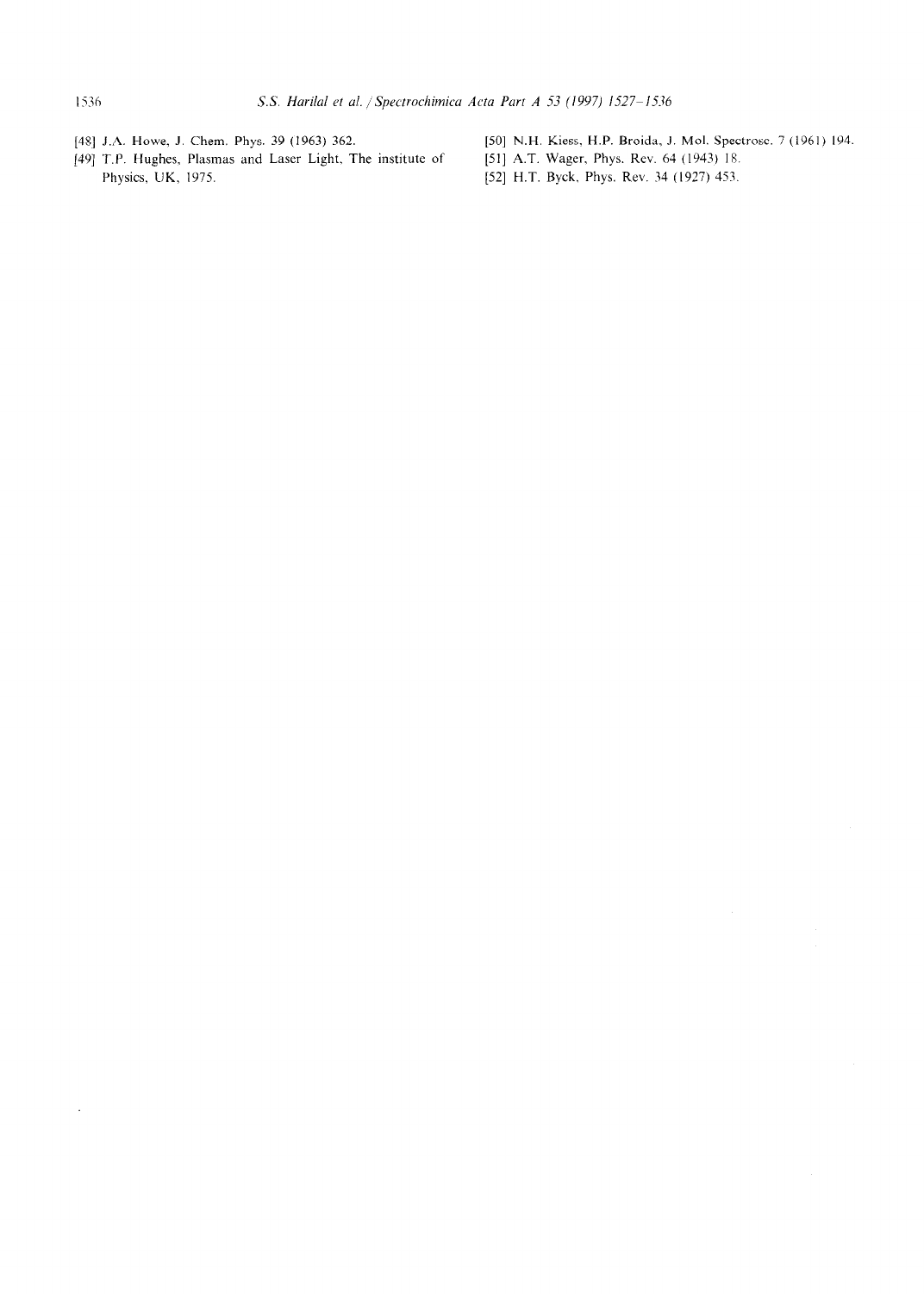[48] J.A. Howe, J. Chem. Phys. 39 (1963) 362.

[49] T.P. Hughes, Plasmas and Laser Light, The institute of Physics, UK, 1975.

[50] N.H. Kiess, H.P. Broida, J. Mol. Spectrosc. 7 (1961) 194.

[51] A.T. Wager, Phys. Rev. 64 (1943) 18.

[52] H.T. Byck, Phys. Rev. 34 (1927) 453.